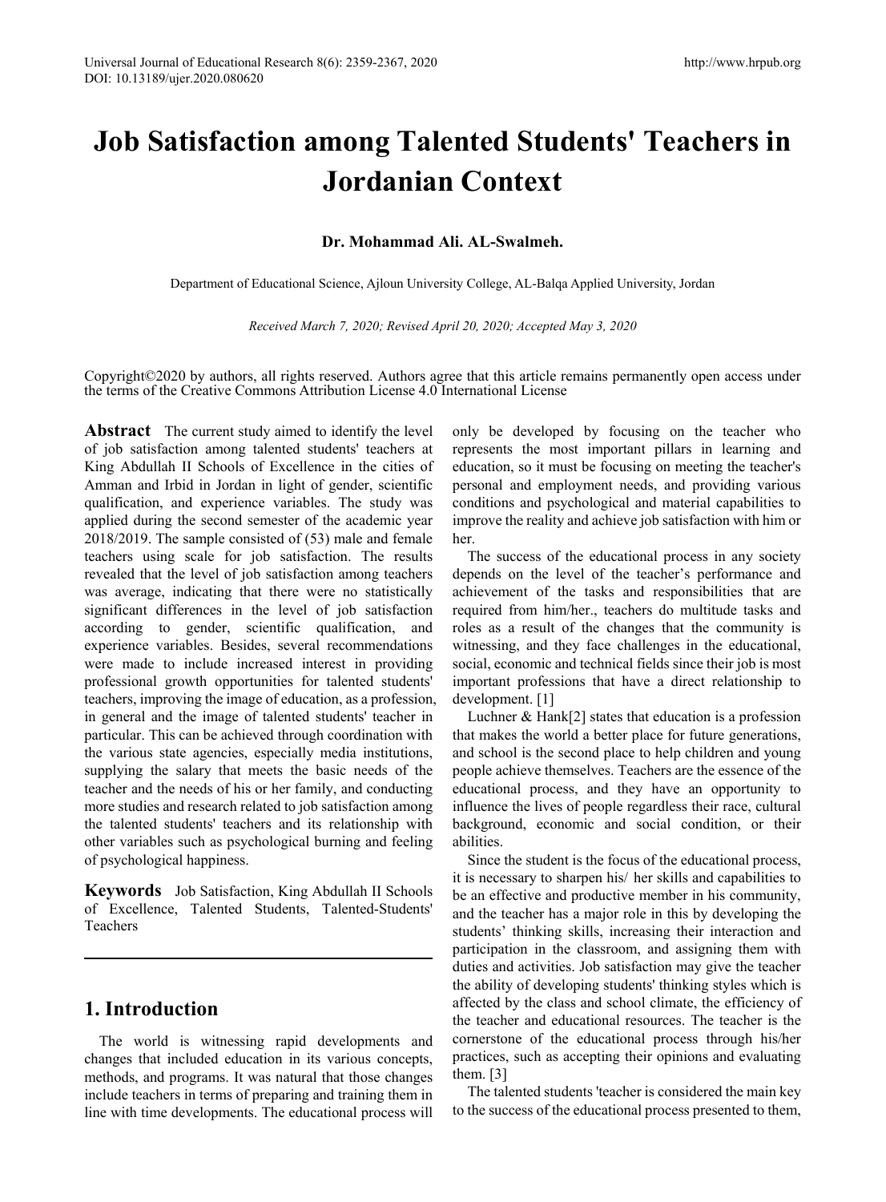# Job Satisfaction among Talented Students' Teachers in Jordanian Context

**Dr. Mohammad Ali. AL-Swalmeh.**

Department of Educational Science, Ajloun University College, AL-Balqa Applied University, Jordan

*Received March 7, 2020; Revised April 20, 2020; Accepted May 3, 2020*

Copyright©2020 by authors, all rights reserved. Authors agree that this article remains permanently open access under the terms of the Creative Commons Attribution License 4.0 International License

**Abstract** The current study aimed to identify the level of job satisfaction among talented students' teachers at King Abdullah II Schools of Excellence in the cities of Amman and Irbid in Jordan in light of gender, scientific qualification, and experience variables. The study was applied during the second semester of the academic year 2018/2019. The sample consisted of (53) male and female teachers using scale for job satisfaction. The results revealed that the level of job satisfaction among teachers was average, indicating that there were no statistically significant differences in the level of job satisfaction according to gender, scientific qualification, and experience variables. Besides, several recommendations were made to include increased interest in providing professional growth opportunities for talented students' teachers, improving the image of education, as a profession, in general and the image of talented students' teacher in particular. This can be achieved through coordination with the various state agencies, especially media institutions, supplying the salary that meets the basic needs of the teacher and the needs of his or her family, and conducting more studies and research related to job satisfaction among the talented students' teachers and its relationship with other variables such as psychological burning and feeling of psychological happiness.

**Keywords** Job Satisfaction, King Abdullah II Schools of Excellence, Talented Students, Talented-Students' Teachers

## 1. Introduction

The world is witnessing rapid developments and changes that included education in its various concepts, methods, and programs. It was natural that those changes include teachers in terms of preparing and training them in line with time developments. The educational process will only be developed by focusing on the teacher who represents the most important pillars in learning and education, so it must be focusing on meeting the teacher's personal and employment needs, and providing various conditions and psychological and material capabilities to improve the reality and achieve job satisfaction with him or her.

The success of the educational process in any society depends on the level of the teacher's performance and achievement of the tasks and responsibilities that are required from him/her., teachers do multitude tasks and roles as a result of the changes that the community is witnessing, and they face challenges in the educational, social, economic and technical fields since their job is most important professions that have a direct relationship to development. [1]

Luchner & Hank[2] states that education is a profession that makes the world a better place for future generations, and school is the second place to help children and young people achieve themselves. Teachers are the essence of the educational process, and they have an opportunity to influence the lives of people regardless their race, cultural background, economic and social condition, or their abilities.

Since the student is the focus of the educational process, it is necessary to sharpen his/ her skills and capabilities to be an effective and productive member in his community, and the teacher has a major role in this by developing the students' thinking skills, increasing their interaction and participation in the classroom, and assigning them with duties and activities. Job satisfaction may give the teacher the ability of developing students' thinking styles which is affected by the class and school climate, the efficiency of the teacher and educational resources. The teacher is the cornerstone of the educational process through his/her practices, such as accepting their opinions and evaluating them. [3]

The talented students 'teacher is considered the main key to the success of the educational process presented to them,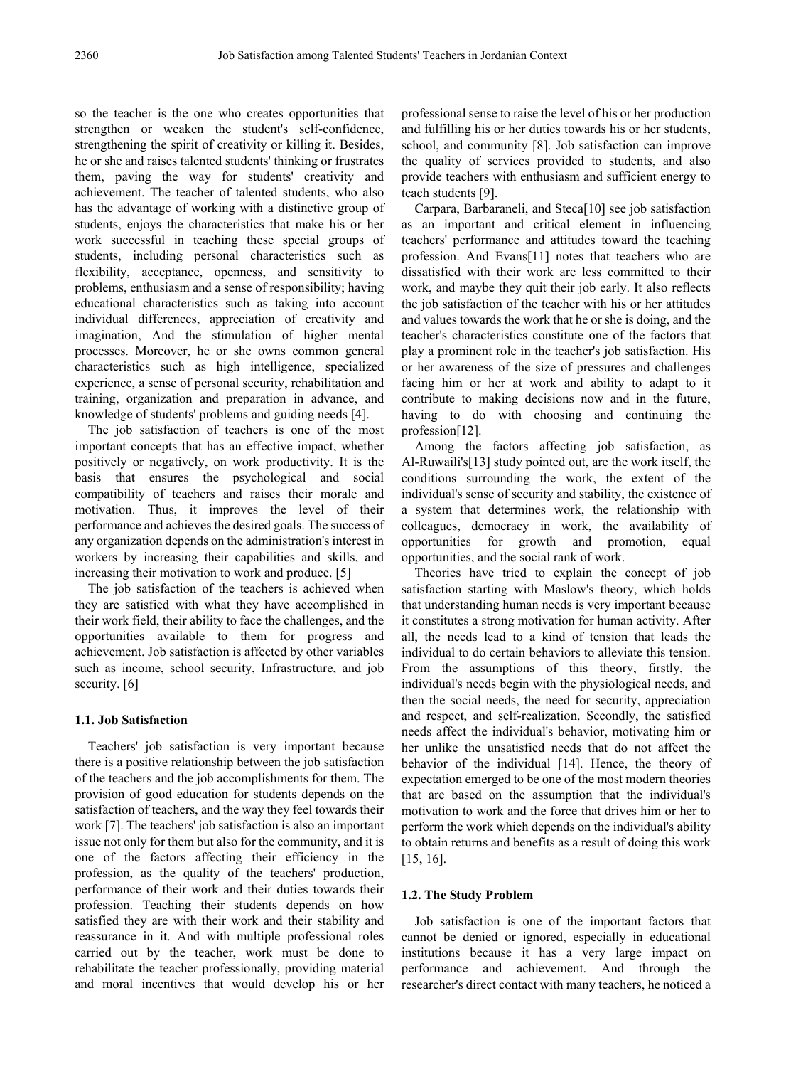so the teacher is the one who creates opportunities that strengthen or weaken the student's self-confidence, strengthening the spirit of creativity or killing it. Besides, he or she and raises talented students' thinking or frustrates them, paving the way for students' creativity and achievement. The teacher of talented students, who also has the advantage of working with a distinctive group of students, enjoys the characteristics that make his or her work successful in teaching these special groups of students, including personal characteristics such as flexibility, acceptance, openness, and sensitivity to problems, enthusiasm and a sense of responsibility; having educational characteristics such as taking into account individual differences, appreciation of creativity and imagination, And the stimulation of higher mental processes. Moreover, he or she owns common general characteristics such as high intelligence, specialized experience, a sense of personal security, rehabilitation and training, organization and preparation in advance, and knowledge of students' problems and guiding needs [4].

The job satisfaction of teachers is one of the most important concepts that has an effective impact, whether positively or negatively, on work productivity. It is the basis that ensures the psychological and social compatibility of teachers and raises their morale and motivation. Thus, it improves the level of their performance and achieves the desired goals. The success of any organization depends on the administration's interest in workers by increasing their capabilities and skills, and increasing their motivation to work and produce. [5]

The job satisfaction of the teachers is achieved when they are satisfied with what they have accomplished in their work field, their ability to face the challenges, and the opportunities available to them for progress and achievement. Job satisfaction is affected by other variables such as income, school security, Infrastructure, and job security. [6]

### 1.1. Job Satisfaction

Teachers' job satisfaction is very important because there is a positive relationship between the job satisfaction of the teachers and the job accomplishments for them. The provision of good education for students depends on the satisfaction of teachers, and the way they feel towards their work [7]. The teachers' job satisfaction is also an important issue not only for them but also for the community, and it is one of the factors affecting their efficiency in the profession, as the quality of the teachers' production, performance of their work and their duties towards their profession. Teaching their students depends on how satisfied they are with their work and their stability and reassurance in it. And with multiple professional roles carried out by the teacher, work must be done to rehabilitate the teacher professionally, providing material and moral incentives that would develop his or her professional sense to raise the level of his or her production and fulfilling his or her duties towards his or her students, school, and community [8]. Job satisfaction can improve the quality of services provided to students, and also provide teachers with enthusiasm and sufficient energy to teach students [9].

Carpara, Barbaraneli, and Steca[10] see job satisfaction as an important and critical element in influencing teachers' performance and attitudes toward the teaching profession. And Evans[11] notes that teachers who are dissatisfied with their work are less committed to their work, and maybe they quit their job early. It also reflects the job satisfaction of the teacher with his or her attitudes and values towards the work that he or she is doing, and the teacher's characteristics constitute one of the factors that play a prominent role in the teacher's job satisfaction. His or her awareness of the size of pressures and challenges facing him or her at work and ability to adapt to it contribute to making decisions now and in the future, having to do with choosing and continuing the profession[12].

Among the factors affecting job satisfaction, as Al-Ruwaili's[13] study pointed out, are the work itself, the conditions surrounding the work, the extent of the individual's sense of security and stability, the existence of a system that determines work, the relationship with colleagues, democracy in work, the availability of opportunities for growth and promotion, equal opportunities, and the social rank of work.

Theories have tried to explain the concept of job satisfaction starting with Maslow's theory, which holds that understanding human needs is very important because it constitutes a strong motivation for human activity. After all, the needs lead to a kind of tension that leads the individual to do certain behaviors to alleviate this tension. From the assumptions of this theory, firstly, the individual's needs begin with the physiological needs, and then the social needs, the need for security, appreciation and respect, and self-realization. Secondly, the satisfied needs affect the individual's behavior, motivating him or her unlike the unsatisfied needs that do not affect the behavior of the individual [14]. Hence, the theory of expectation emerged to be one of the most modern theories that are based on the assumption that the individual's motivation to work and the force that drives him or her to perform the work which depends on the individual's ability to obtain returns and benefits as a result of doing this work [15, 16].

### 1.2. The Study Problem

Job satisfaction is one of the important factors that cannot be denied or ignored, especially in educational institutions because it has a very large impact on performance and achievement. And through the researcher's direct contact with many teachers, he noticed a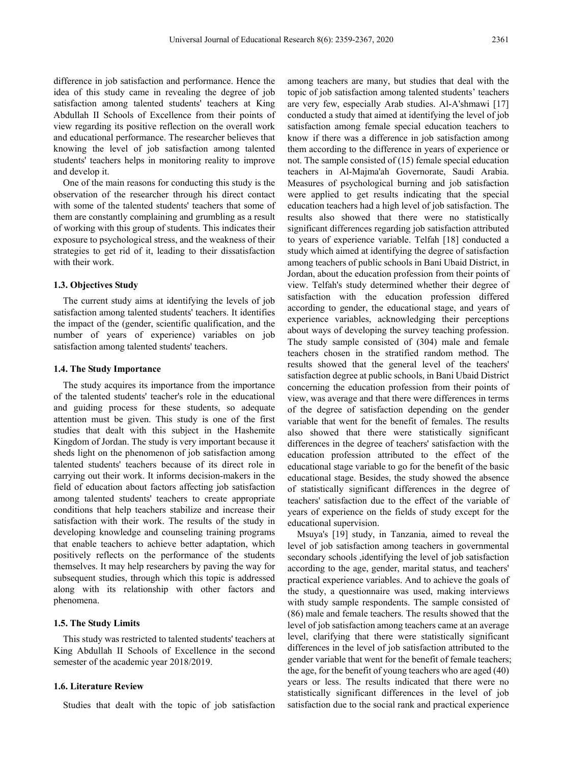difference in job satisfaction and performance. Hence the idea of this study came in revealing the degree of job satisfaction among talented students' teachers at King Abdullah II Schools of Excellence from their points of view regarding its positive reflection on the overall work and educational performance. The researcher believes that knowing the level of job satisfaction among talented students' teachers helps in monitoring reality to improve and develop it.

One of the main reasons for conducting this study is the observation of the researcher through his direct contact with some of the talented students' teachers that some of them are constantly complaining and grumbling as a result of working with this group of students. This indicates their exposure to psychological stress, and the weakness of their strategies to get rid of it, leading to their dissatisfaction with their work.

### 1.3. Objectives Study

The current study aims at identifying the levels of job satisfaction among talented students' teachers. It identifies the impact of the (gender, scientific qualification, and the number of years of experience) variables on job satisfaction among talented students' teachers.

### 1.4. The Study Importance

The study acquires its importance from the importance of the talented students' teacher's role in the educational and guiding process for these students, so adequate attention must be given. This study is one of the first studies that dealt with this subject in the Hashemite Kingdom of Jordan. The study is very important because it sheds light on the phenomenon of job satisfaction among talented students' teachers because of its direct role in carrying out their work. It informs decision-makers in the field of education about factors affecting job satisfaction among talented students' teachers to create appropriate conditions that help teachers stabilize and increase their satisfaction with their work. The results of the study in developing knowledge and counseling training programs that enable teachers to achieve better adaptation, which positively reflects on the performance of the students themselves. It may help researchers by paving the way for subsequent studies, through which this topic is addressed along with its relationship with other factors and phenomena.

### 1.5. The Study Limits

This study was restricted to talented students' teachers at King Abdullah II Schools of Excellence in the second semester of the academic year 2018/2019.

### 1.6. Literature Review

Studies that dealt with the topic of job satisfaction among teachers are many, but studies that deal with the topic of job satisfaction among talented students' teachers are very few, especially Arab studies. Al-A'shmawi [17] conducted a study that aimed at identifying the level of job satisfaction among female special education teachers to know if there was a difference in job satisfaction among them according to the difference in years of experience or not. The sample consisted of (15) female special education teachers in Al-Majma'ah Governorate, Saudi Arabia. Measures of psychological burning and job satisfaction were applied to get results indicating that the special education teachers had a high level of job satisfaction. The results also showed that there were no statistically significant differences regarding job satisfaction attributed to years of experience variable. Telfah [18] conducted a study which aimed at identifying the degree of satisfaction among teachers of public schools in Bani Ubaid District, in Jordan, about the education profession from their points of view. Telfah's study determined whether their degree of satisfaction with the education profession differed according to gender, the educational stage, and years of experience variables, acknowledging their perceptions about ways of developing the survey teaching profession. The study sample consisted of (304) male and female teachers chosen in the stratified random method. The results showed that the general level of the teachers' satisfaction degree at public schools, in Bani Ubaid District concerning the education profession from their points of view, was average and that there were differences in terms of the degree of satisfaction depending on the gender variable that went for the benefit of females. The results also showed that there were statistically significant differences in the degree of teachers' satisfaction with the education profession attributed to the effect of the educational stage variable to go for the benefit of the basic educational stage. Besides, the study showed the absence of statistically significant differences in the degree of teachers' satisfaction due to the effect of the variable of years of experience on the fields of study except for the educational supervision.

Msuya's [19] study, in Tanzania, aimed to reveal the level of job satisfaction among teachers in governmental secondary schools ,identifying the level of job satisfaction according to the age, gender, marital status, and teachers' practical experience variables. And to achieve the goals of the study, a questionnaire was used, making interviews with study sample respondents. The sample consisted of (86) male and female teachers. The results showed that the level of job satisfaction among teachers came at an average level, clarifying that there were statistically significant differences in the level of job satisfaction attributed to the gender variable that went for the benefit of female teachers; the age, for the benefit of young teachers who are aged (40) years or less. The results indicated that there were no statistically significant differences in the level of job satisfaction due to the social rank and practical experience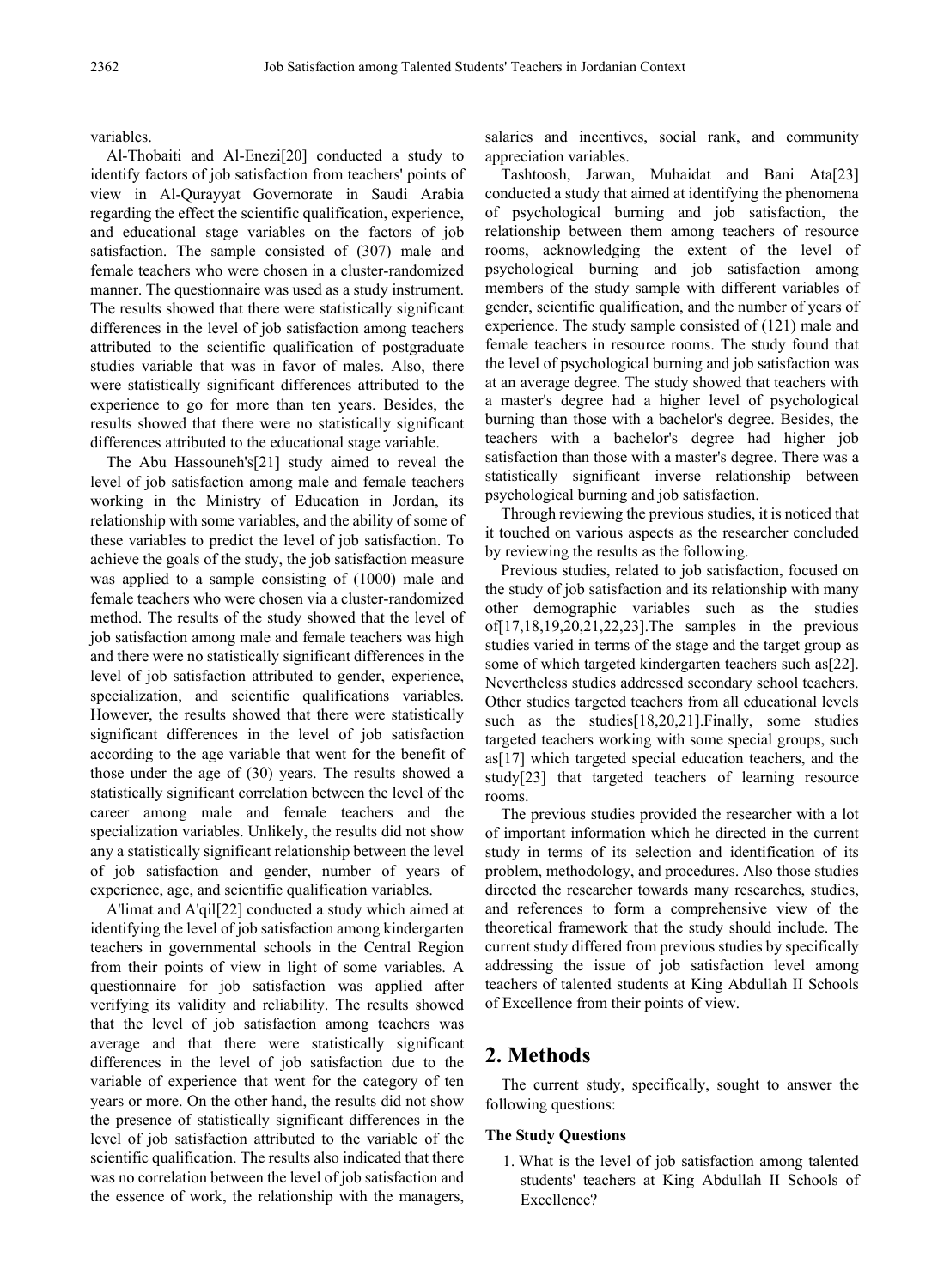variables.

Al-Thobaiti and Al-Enezi[20] conducted a study to identify factors of job satisfaction from teachers' points of view in Al-Qurayyat Governorate in Saudi Arabia regarding the effect the scientific qualification, experience, and educational stage variables on the factors of job satisfaction. The sample consisted of (307) male and female teachers who were chosen in a cluster-randomized manner. The questionnaire was used as a study instrument. The results showed that there were statistically significant differences in the level of job satisfaction among teachers attributed to the scientific qualification of postgraduate studies variable that was in favor of males. Also, there were statistically significant differences attributed to the experience to go for more than ten years. Besides, the results showed that there were no statistically significant differences attributed to the educational stage variable.

The Abu Hassouneh's[21] study aimed to reveal the level of job satisfaction among male and female teachers working in the Ministry of Education in Jordan, its relationship with some variables, and the ability of some of these variables to predict the level of job satisfaction. To achieve the goals of the study, the job satisfaction measure was applied to a sample consisting of (1000) male and female teachers who were chosen via a cluster-randomized method. The results of the study showed that the level of job satisfaction among male and female teachers was high and there were no statistically significant differences in the level of job satisfaction attributed to gender, experience, specialization, and scientific qualifications variables. However, the results showed that there were statistically significant differences in the level of job satisfaction according to the age variable that went for the benefit of those under the age of (30) years. The results showed a statistically significant correlation between the level of the career among male and female teachers and the specialization variables. Unlikely, the results did not show any a statistically significant relationship between the level of job satisfaction and gender, number of years of experience, age, and scientific qualification variables.

A'limat and A'qil[22] conducted a study which aimed at identifying the level of job satisfaction among kindergarten teachers in governmental schools in the Central Region from their points of view in light of some variables. A questionnaire for job satisfaction was applied after verifying its validity and reliability. The results showed that the level of job satisfaction among teachers was average and that there were statistically significant differences in the level of job satisfaction due to the variable of experience that went for the category of ten years or more. On the other hand, the results did not show the presence of statistically significant differences in the level of job satisfaction attributed to the variable of the scientific qualification. The results also indicated that there was no correlation between the level of job satisfaction and the essence of work, the relationship with the managers, salaries and incentives, social rank, and community appreciation variables.

Tashtoosh, Jarwan, Muhaidat and Bani Ata[23] conducted a study that aimed at identifying the phenomena of psychological burning and job satisfaction, the relationship between them among teachers of resource rooms, acknowledging the extent of the level of psychological burning and job satisfaction among members of the study sample with different variables of gender, scientific qualification, and the number of years of experience. The study sample consisted of (121) male and female teachers in resource rooms. The study found that the level of psychological burning and job satisfaction was at an average degree. The study showed that teachers with a master's degree had a higher level of psychological burning than those with a bachelor's degree. Besides, the teachers with a bachelor's degree had higher job satisfaction than those with a master's degree. There was a statistically significant inverse relationship between psychological burning and job satisfaction.

Through reviewing the previous studies, it is noticed that it touched on various aspects as the researcher concluded by reviewing the results as the following.

Previous studies, related to job satisfaction, focused on the study of job satisfaction and its relationship with many other demographic variables such as the studies of[17,18,19,20,21,22,23].The samples in the previous studies varied in terms of the stage and the target group as some of which targeted kindergarten teachers such as[22]. Nevertheless studies addressed secondary school teachers. Other studies targeted teachers from all educational levels such as the studies[18,20,21].Finally, some studies targeted teachers working with some special groups, such as[17] which targeted special education teachers, and the study[23] that targeted teachers of learning resource rooms.

The previous studies provided the researcher with a lot of important information which he directed in the current study in terms of its selection and identification of its problem, methodology, and procedures. Also those studies directed the researcher towards many researches, studies, and references to form a comprehensive view of the theoretical framework that the study should include. The current study differed from previous studies by specifically addressing the issue of job satisfaction level among teachers of talented students at King Abdullah II Schools of Excellence from their points of view.

## 2. Methods

The current study, specifically, sought to answer the following questions:

**The Study Questions**

1. What is the level of job satisfaction among talented students' teachers at King Abdullah II Schools of Excellence?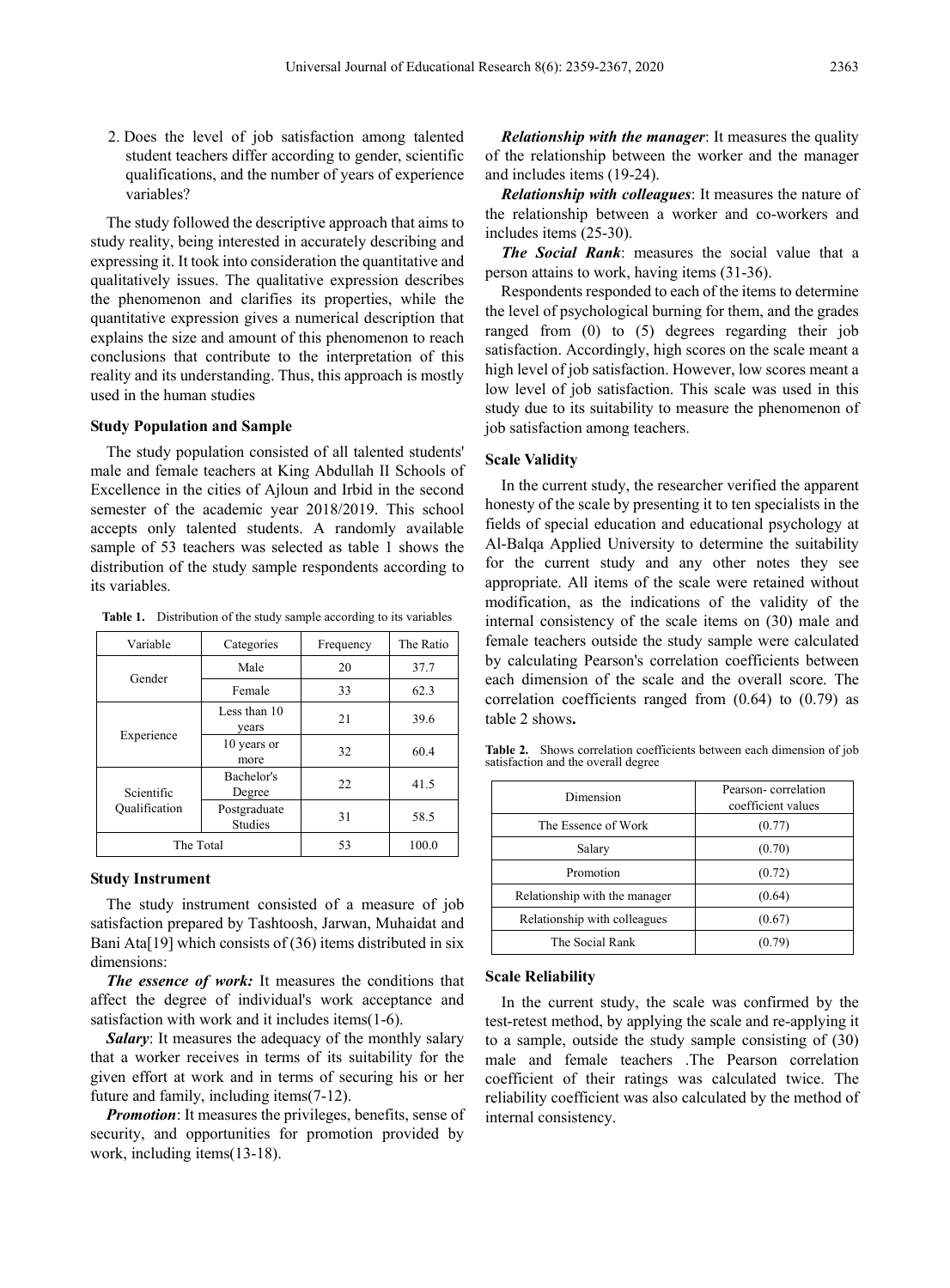2. Does the level of job satisfaction among talented student teachers differ according to gender, scientific qualifications, and the number of years of experience variables?

The study followed the descriptive approach that aims to study reality, being interested in accurately describing and expressing it. It took into consideration the quantitative and qualitatively issues. The qualitative expression describes the phenomenon and clarifies its properties, while the quantitative expression gives a numerical description that explains the size and amount of this phenomenon to reach conclusions that contribute to the interpretation of this reality and its understanding. Thus, this approach is mostly used in the human studies

### Study Population and Sample

The study population consisted of all talented students' male and female teachers at King Abdullah II Schools of Excellence in the cities of Ajloun and Irbid in the second semester of the academic year 2018/2019. This school accepts only talented students. A randomly available sample of 53 teachers was selected as table 1 shows the distribution of the study sample respondents according to its variables.

**Table 1.** Distribution of the study sample according to its variables

| Variable | Categories | Frequency | The Ratio |
|---|---|---|---|
| Gender | Male | 20 | 37.7 |
| | Female | 33 | 62.3 |
| Experience | Less than 10 years | 21 | 39.6 |
| | 10 years or more | 32 | 60.4 |
| Scientific Qualification | Bachelor's Degree | 22 | 41.5 |
| | Postgraduate Studies | 31 | 58.5 |
| The Total | | 53 | 100.0 |

### Study Instrument

The study instrument consisted of a measure of job satisfaction prepared by Tashtoosh, Jarwan, Muhaidat and Bani Ata[19] which consists of (36) items distributed in six dimensions:

***The essence of work:*** It measures the conditions that affect the degree of individual's work acceptance and satisfaction with work and it includes items(1-6).

***Salary***: It measures the adequacy of the monthly salary that a worker receives in terms of its suitability for the given effort at work and in terms of securing his or her future and family, including items(7-12).

***Promotion***: It measures the privileges, benefits, sense of security, and opportunities for promotion provided by work, including items(13-18).

***Relationship with the manager***: It measures the quality of the relationship between the worker and the manager and includes items (19-24).

***Relationship with colleagues***: It measures the nature of the relationship between a worker and co-workers and includes items (25-30).

***The Social Rank***: measures the social value that a person attains to work, having items (31-36).

Respondents responded to each of the items to determine the level of psychological burning for them, and the grades ranged from (0) to (5) degrees regarding their job satisfaction. Accordingly, high scores on the scale meant a high level of job satisfaction. However, low scores meant a low level of job satisfaction. This scale was used in this study due to its suitability to measure the phenomenon of job satisfaction among teachers.

### Scale Validity

In the current study, the researcher verified the apparent honesty of the scale by presenting it to ten specialists in the fields of special education and educational psychology at Al-Balqa Applied University to determine the suitability for the current study and any other notes they see appropriate. All items of the scale were retained without modification, as the indications of the validity of the internal consistency of the scale items on (30) male and female teachers outside the study sample were calculated by calculating Pearson's correlation coefficients between each dimension of the scale and the overall score. The correlation coefficients ranged from (0.64) to (0.79) as table 2 shows**.**

**Table 2.** Shows correlation coefficients between each dimension of job satisfaction and the overall degree

| Dimension | Pearson- correlation coefficient values |
|---|---|
| The Essence of Work | (0.77) |
| Salary | (0.70) |
| Promotion | (0.72) |
| Relationship with the manager | (0.64) |
| Relationship with colleagues | (0.67) |
| The Social Rank | (0.79) |

### Scale Reliability

In the current study, the scale was confirmed by the test-retest method, by applying the scale and re-applying it to a sample, outside the study sample consisting of (30) male and female teachers .The Pearson correlation coefficient of their ratings was calculated twice. The reliability coefficient was also calculated by the method of internal consistency.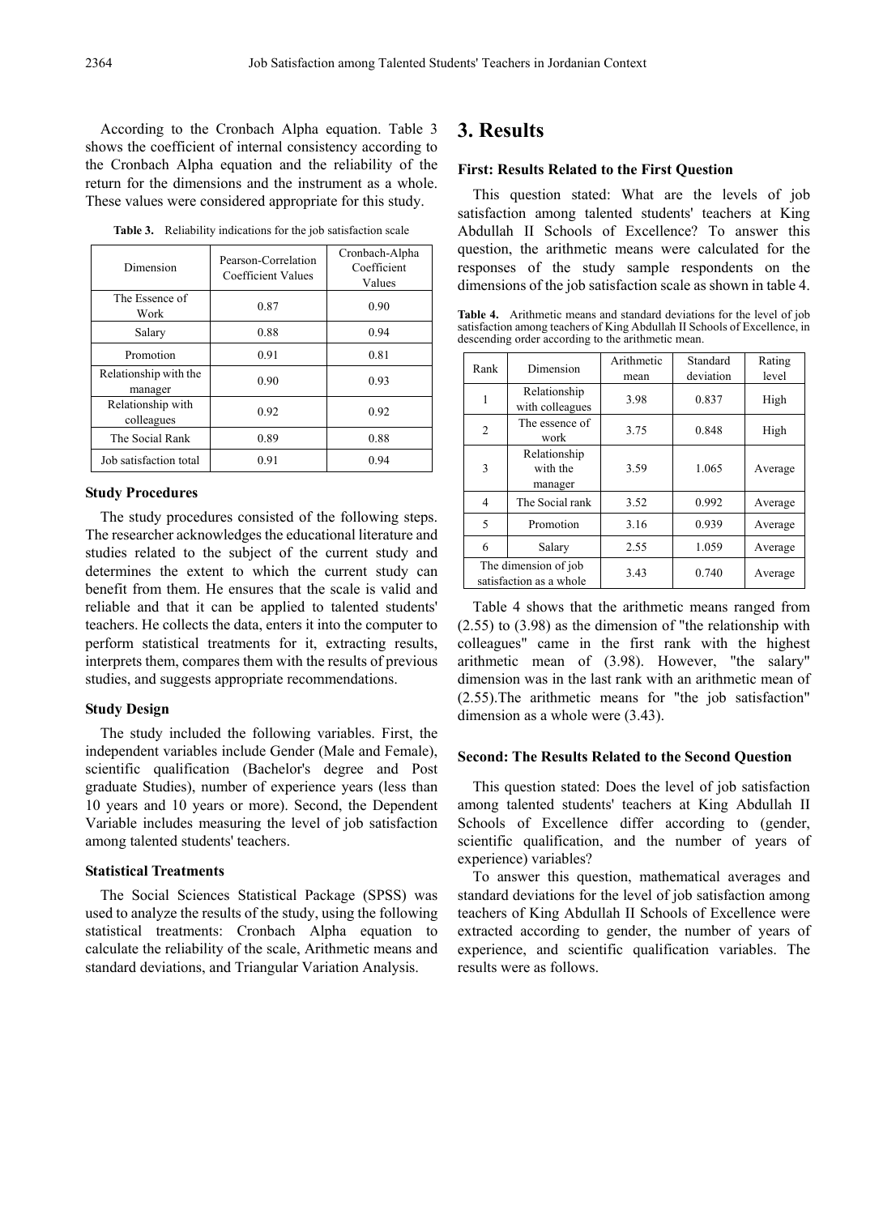According to the Cronbach Alpha equation. Table 3 shows the coefficient of internal consistency according to the Cronbach Alpha equation and the reliability of the return for the dimensions and the instrument as a whole. These values were considered appropriate for this study.

**Table 3.** Reliability indications for the job satisfaction scale

| Dimension | Pearson-Correlation Coefficient Values | Cronbach-Alpha Coefficient Values |
|---|---|---|
| The Essence of Work | 0.87 | 0.90 |
| Salary | 0.88 | 0.94 |
| Promotion | 0.91 | 0.81 |
| Relationship with the manager | 0.90 | 0.93 |
| Relationship with colleagues | 0.92 | 0.92 |
| The Social Rank | 0.89 | 0.88 |
| Job satisfaction total | 0.91 | 0.94 |

### Study Procedures

The study procedures consisted of the following steps. The researcher acknowledges the educational literature and studies related to the subject of the current study and determines the extent to which the current study can benefit from them. He ensures that the scale is valid and reliable and that it can be applied to talented students' teachers. He collects the data, enters it into the computer to perform statistical treatments for it, extracting results, interprets them, compares them with the results of previous studies, and suggests appropriate recommendations.

### Study Design

The study included the following variables. First, the independent variables include Gender (Male and Female), scientific qualification (Bachelor's degree and Post graduate Studies), number of experience years (less than 10 years and 10 years or more). Second, the Dependent Variable includes measuring the level of job satisfaction among talented students' teachers.

### Statistical Treatments

The Social Sciences Statistical Package (SPSS) was used to analyze the results of the study, using the following statistical treatments: Cronbach Alpha equation to calculate the reliability of the scale, Arithmetic means and standard deviations, and Triangular Variation Analysis.

# 3. Results

### First: Results Related to the First Question

This question stated: What are the levels of job satisfaction among talented students' teachers at King Abdullah II Schools of Excellence? To answer this question, the arithmetic means were calculated for the responses of the study sample respondents on the dimensions of the job satisfaction scale as shown in table 4.

**Table 4.** Arithmetic means and standard deviations for the level of job satisfaction among teachers of King Abdullah II Schools of Excellence, in descending order according to the arithmetic mean.

| Rank | Dimension | Arithmetic mean | Standard deviation | Rating level |
|---|---|---|---|---|
| 1 | Relationship with colleagues | 3.98 | 0.837 | High |
| 2 | The essence of work | 3.75 | 0.848 | High |
| 3 | Relationship with the manager | 3.59 | 1.065 | Average |
| 4 | The Social rank | 3.52 | 0.992 | Average |
| 5 | Promotion | 3.16 | 0.939 | Average |
| 6 | Salary | 2.55 | 1.059 | Average |
| The dimension of job satisfaction as a whole | | 3.43 | 0.740 | Average |

Table 4 shows that the arithmetic means ranged from (2.55) to (3.98) as the dimension of "the relationship with colleagues" came in the first rank with the highest arithmetic mean of (3.98). However, "the salary" dimension was in the last rank with an arithmetic mean of (2.55).The arithmetic means for "the job satisfaction" dimension as a whole were (3.43).

### Second: The Results Related to the Second Question

This question stated: Does the level of job satisfaction among talented students' teachers at King Abdullah II Schools of Excellence differ according to (gender, scientific qualification, and the number of years of experience) variables?

To answer this question, mathematical averages and standard deviations for the level of job satisfaction among teachers of King Abdullah II Schools of Excellence were extracted according to gender, the number of years of experience, and scientific qualification variables. The results were as follows.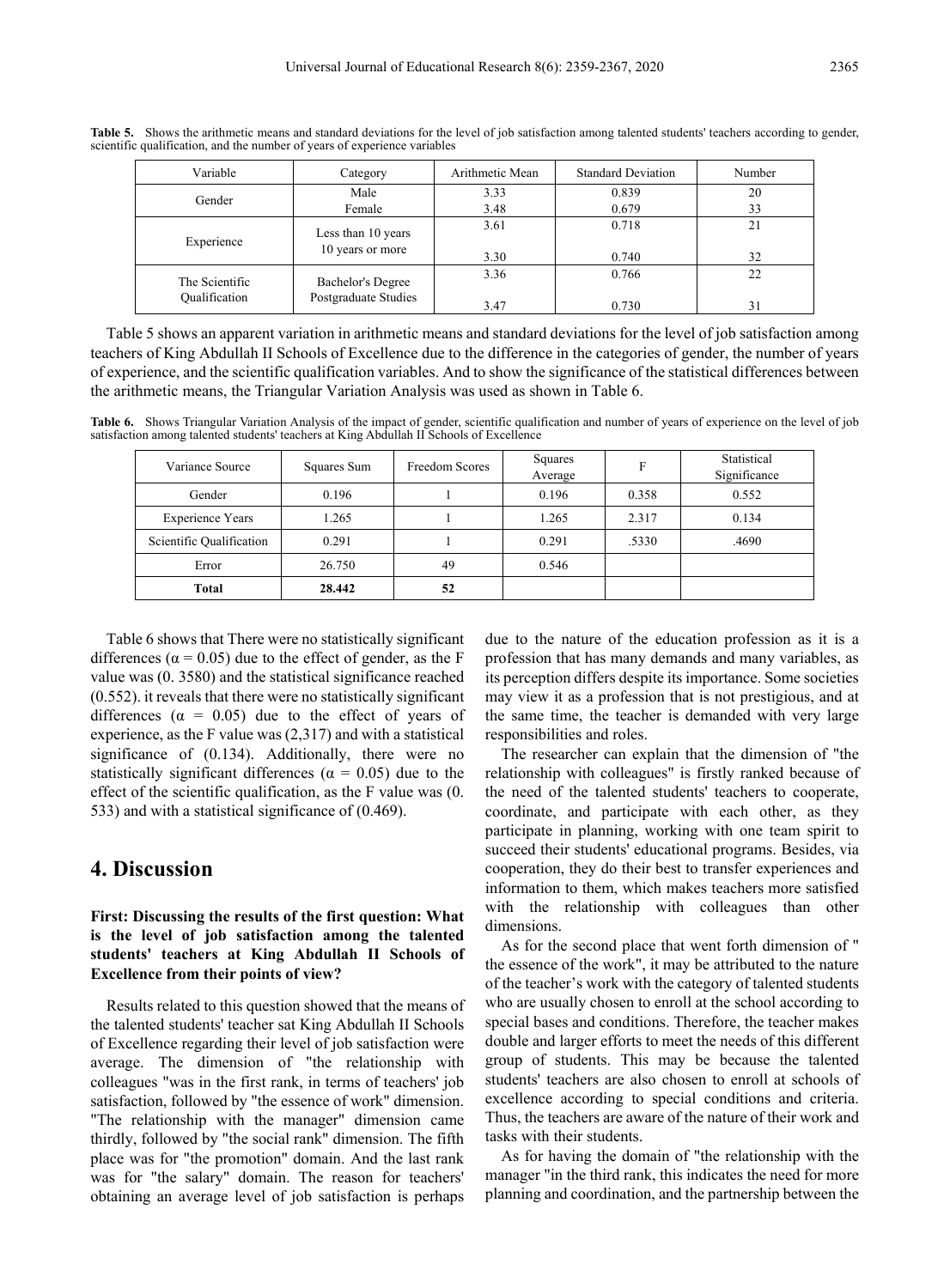**Table 5.** Shows the arithmetic means and standard deviations for the level of job satisfaction among talented students' teachers according to gender, scientific qualification, and the number of years of experience variables

| Variable | Category | Arithmetic Mean | Standard Deviation | Number |
|---|---|---|---|---|
| Gender | Male | 3.33 | 0.839 | 20 |
| | Female | 3.48 | 0.679 | 33 |
| Experience | Less than 10 years | 3.61 | 0.718 | 21 |
| | 10 years or more | 3.30 | 0.740 | 32 |
| The Scientific Qualification | Bachelor's Degree | 3.36 | 0.766 | 22 |
| | Postgraduate Studies | 3.47 | 0.730 | 31 |

Table 5 shows an apparent variation in arithmetic means and standard deviations for the level of job satisfaction among teachers of King Abdullah II Schools of Excellence due to the difference in the categories of gender, the number of years of experience, and the scientific qualification variables. And to show the significance of the statistical differences between the arithmetic means, the Triangular Variation Analysis was used as shown in Table 6.

**Table 6.** Shows Triangular Variation Analysis of the impact of gender, scientific qualification and number of years of experience on the level of job satisfaction among talented students' teachers at King Abdullah II Schools of Excellence

| Variance Source | Squares Sum | Freedom Scores | Squares Average | F | Statistical Significance |
|---|---|---|---|---|---|
| Gender | 0.196 | 1 | 0.196 | 0.358 | 0.552 |
| Experience Years | 1.265 | 1 | 1.265 | 2.317 | 0.134 |
| Scientific Qualification | 0.291 | 1 | 0.291 | .5330 | .4690 |
| Error | 26.750 | 49 | 0.546 | | |
| **Total** | **28.442** | **52** | | | |

Table 6 shows that There were no statistically significant differences ($\alpha = 0.05$) due to the effect of gender, as the F value was (0. 3580) and the statistical significance reached (0.552). it reveals that there were no statistically significant differences ($\alpha = 0.05$) due to the effect of years of experience, as the F value was (2,317) and with a statistical significance of (0.134). Additionally, there were no statistically significant differences ($\alpha = 0.05$) due to the effect of the scientific qualification, as the F value was (0. 533) and with a statistical significance of (0.469).

## 4. Discussion

### First: Discussing the results of the first question: What is the level of job satisfaction among the talented students' teachers at King Abdullah II Schools of Excellence from their points of view?

Results related to this question showed that the means of the talented students' teacher sat King Abdullah II Schools of Excellence regarding their level of job satisfaction were average. The dimension of "the relationship with colleagues "was in the first rank, in terms of teachers' job satisfaction, followed by "the essence of work" dimension. "The relationship with the manager" dimension came thirdly, followed by "the social rank" dimension. The fifth place was for "the promotion" domain. And the last rank was for "the salary" domain. The reason for teachers' obtaining an average level of job satisfaction is perhaps due to the nature of the education profession as it is a profession that has many demands and many variables, as its perception differs despite its importance. Some societies may view it as a profession that is not prestigious, and at the same time, the teacher is demanded with very large responsibilities and roles.

The researcher can explain that the dimension of "the relationship with colleagues" is firstly ranked because of the need of the talented students' teachers to cooperate, coordinate, and participate with each other, as they participate in planning, working with one team spirit to succeed their students' educational programs. Besides, via cooperation, they do their best to transfer experiences and information to them, which makes teachers more satisfied with the relationship with colleagues than other dimensions.

As for the second place that went forth dimension of " the essence of the work", it may be attributed to the nature of the teacher's work with the category of talented students who are usually chosen to enroll at the school according to special bases and conditions. Therefore, the teacher makes double and larger efforts to meet the needs of this different group of students. This may be because the talented students' teachers are also chosen to enroll at schools of excellence according to special conditions and criteria. Thus, the teachers are aware of the nature of their work and tasks with their students.

As for having the domain of "the relationship with the manager "in the third rank, this indicates the need for more planning and coordination, and the partnership between the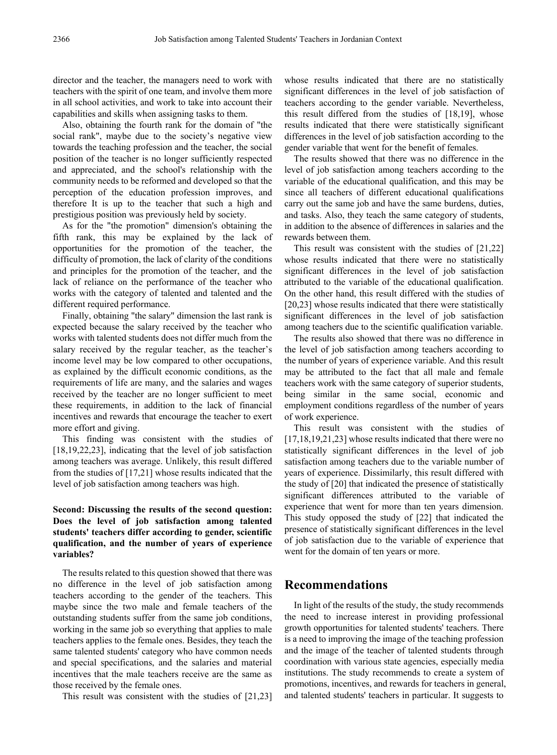director and the teacher, the managers need to work with teachers with the spirit of one team, and involve them more in all school activities, and work to take into account their capabilities and skills when assigning tasks to them.

Also, obtaining the fourth rank for the domain of "the social rank", maybe due to the society's negative view towards the teaching profession and the teacher, the social position of the teacher is no longer sufficiently respected and appreciated, and the school's relationship with the community needs to be reformed and developed so that the perception of the education profession improves, and therefore It is up to the teacher that such a high and prestigious position was previously held by society.

As for the "the promotion" dimension's obtaining the fifth rank, this may be explained by the lack of opportunities for the promotion of the teacher, the difficulty of promotion, the lack of clarity of the conditions and principles for the promotion of the teacher, and the lack of reliance on the performance of the teacher who works with the category of talented and talented and the different required performance.

Finally, obtaining "the salary" dimension the last rank is expected because the salary received by the teacher who works with talented students does not differ much from the salary received by the regular teacher, as the teacher's income level may be low compared to other occupations, as explained by the difficult economic conditions, as the requirements of life are many, and the salaries and wages received by the teacher are no longer sufficient to meet these requirements, in addition to the lack of financial incentives and rewards that encourage the teacher to exert more effort and giving.

This finding was consistent with the studies of [18,19,22,23], indicating that the level of job satisfaction among teachers was average. Unlikely, this result differed from the studies of [17,21] whose results indicated that the level of job satisfaction among teachers was high.

**Second: Discussing the results of the second question: Does the level of job satisfaction among talented students' teachers differ according to gender, scientific qualification, and the number of years of experience variables?**

The results related to this question showed that there was no difference in the level of job satisfaction among teachers according to the gender of the teachers. This maybe since the two male and female teachers of the outstanding students suffer from the same job conditions, working in the same job so everything that applies to male teachers applies to the female ones. Besides, they teach the same talented students' category who have common needs and special specifications, and the salaries and material incentives that the male teachers receive are the same as those received by the female ones.

This result was consistent with the studies of [21,23] whose results indicated that there are no statistically significant differences in the level of job satisfaction of teachers according to the gender variable. Nevertheless, this result differed from the studies of [18,19], whose results indicated that there were statistically significant differences in the level of job satisfaction according to the gender variable that went for the benefit of females.

The results showed that there was no difference in the level of job satisfaction among teachers according to the variable of the educational qualification, and this may be since all teachers of different educational qualifications carry out the same job and have the same burdens, duties, and tasks. Also, they teach the same category of students, in addition to the absence of differences in salaries and the rewards between them.

This result was consistent with the studies of [21,22] whose results indicated that there were no statistically significant differences in the level of job satisfaction attributed to the variable of the educational qualification. On the other hand, this result differed with the studies of [20,23] whose results indicated that there were statistically significant differences in the level of job satisfaction among teachers due to the scientific qualification variable.

The results also showed that there was no difference in the level of job satisfaction among teachers according to the number of years of experience variable. And this result may be attributed to the fact that all male and female teachers work with the same category of superior students, being similar in the same social, economic and employment conditions regardless of the number of years of work experience.

This result was consistent with the studies of [17,18,19,21,23] whose results indicated that there were no statistically significant differences in the level of job satisfaction among teachers due to the variable number of years of experience. Dissimilarly, this result differed with the study of [20] that indicated the presence of statistically significant differences attributed to the variable of experience that went for more than ten years dimension. This study opposed the study of [22] that indicated the presence of statistically significant differences in the level of job satisfaction due to the variable of experience that went for the domain of ten years or more.

## Recommendations

In light of the results of the study, the study recommends the need to increase interest in providing professional growth opportunities for talented students' teachers. There is a need to improving the image of the teaching profession and the image of the teacher of talented students through coordination with various state agencies, especially media institutions. The study recommends to create a system of promotions, incentives, and rewards for teachers in general, and talented students' teachers in particular. It suggests to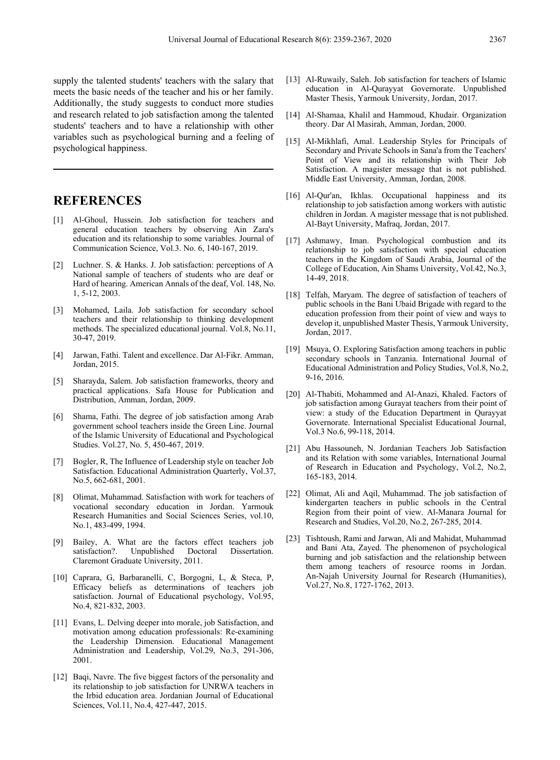supply the talented students' teachers with the salary that meets the basic needs of the teacher and his or her family. Additionally, the study suggests to conduct more studies and research related to job satisfaction among the talented students' teachers and to have a relationship with other variables such as psychological burning and a feeling of psychological happiness.

---

## REFERENCES

[1] Al-Ghoul, Hussein. Job satisfaction for teachers and general education teachers by observing Ain Zara's education and its relationship to some variables. Journal of Communication Science, Vol.3. No. 6, 140-167, 2019.

[2] Luchner. S. & Hanks. J. Job satisfaction: perceptions of A National sample of teachers of students who are deaf or Hard of hearing. American Annals of the deaf, Vol. 148, No. 1, 5-12, 2003.

[3] Mohamed, Laila. Job satisfaction for secondary school teachers and their relationship to thinking development methods. The specialized educational journal. Vol.8, No.11, 30-47, 2019.

[4] Jarwan, Fathi. Talent and excellence. Dar Al-Fikr. Amman, Jordan, 2015.

[5] Sharayda, Salem. Job satisfaction frameworks, theory and practical applications. Safa House for Publication and Distribution, Amman, Jordan, 2009.

[6] Shama, Fathi. The degree of job satisfaction among Arab government school teachers inside the Green Line. Journal of the Islamic University of Educational and Psychological Studies. Vol.27, No. 5, 450-467, 2019.

[7] Bogler, R, The Influence of Leadership style on teacher Job Satisfaction. Educational Administration Quarterly, Vol.37, No.5, 662-681, 2001.

[8] Olimat, Muhammad. Satisfaction with work for teachers of vocational secondary education in Jordan. Yarmouk Research Humanities and Social Sciences Series, vol.10, No.1, 483-499, 1994.

[9] Bailey, A. What are the factors effect teachers job satisfaction?. Unpublished Doctoral Dissertation. Claremont Graduate University, 2011.

[10] Caprara, G, Barbaranelli, C, Borgogni, L, & Steca, P, Efficacy beliefs as determinations of teachers job satisfaction. Journal of Educational psychology, Vol.95, No.4, 821-832, 2003.

[11] Evans, L. Delving deeper into morale, job Satisfaction, and motivation among education professionals: Re-examining the Leadership Dimension. Educational Management Administration and Leadership, Vol.29, No.3, 291-306, 2001.

[12] Baqi, Navre. The five biggest factors of the personality and its relationship to job satisfaction for UNRWA teachers in the Irbid education area. Jordanian Journal of Educational Sciences, Vol.11, No.4, 427-447, 2015.

[13] Al-Ruwaily, Saleh. Job satisfaction for teachers of Islamic education in Al-Qurayyat Governorate. Unpublished Master Thesis, Yarmouk University, Jordan, 2017.

[14] Al-Shamaa, Khalil and Hammoud, Khudair. Organization theory. Dar Al Masirah, Amman, Jordan, 2000.

[15] Al-Mikhlafi, Amal. Leadership Styles for Principals of Secondary and Private Schools in Sana'a from the Teachers' Point of View and its relationship with Their Job Satisfaction. A magister message that is not published. Middle East University, Amman, Jordan, 2008.

[16] Al-Qur'an, Ikhlas. Occupational happiness and its relationship to job satisfaction among workers with autistic children in Jordan. A magister message that is not published. Al-Bayt University, Mafraq, Jordan, 2017.

[17] Ashmawy, Iman. Psychological combustion and its relationship to job satisfaction with special education teachers in the Kingdom of Saudi Arabia, Journal of the College of Education, Ain Shams University, Vol.42, No.3, 14-49, 2018.

[18] Telfah, Maryam. The degree of satisfaction of teachers of public schools in the Bani Ubaid Brigade with regard to the education profession from their point of view and ways to develop it, unpublished Master Thesis, Yarmouk University, Jordan, 2017.

[19] Msuya, O. Exploring Satisfaction among teachers in public secondary schools in Tanzania. International Journal of Educational Administration and Policy Studies, Vol.8, No.2, 9-16, 2016.

[20] Al-Thabiti, Mohammed and Al-Anazi, Khaled. Factors of job satisfaction among Gurayat teachers from their point of view: a study of the Education Department in Qurayyat Governorate. International Specialist Educational Journal, Vol.3 No.6, 99-118, 2014.

[21] Abu Hassouneh, N. Jordanian Teachers Job Satisfaction and its Relation with some variables, International Journal of Research in Education and Psychology, Vol.2, No.2, 165-183, 2014.

[22] Olimat, Ali and Aqil, Muhammad. The job satisfaction of kindergarten teachers in public schools in the Central Region from their point of view. Al-Manara Journal for Research and Studies, Vol.20, No.2, 267-285, 2014.

[23] Tishtoush, Rami and Jarwan, Ali and Mahidat, Muhammad and Bani Ata, Zayed. The phenomenon of psychological burning and job satisfaction and the relationship between them among teachers of resource rooms in Jordan. An-Najah University Journal for Research (Humanities), Vol.27, No.8, 1727-1762, 2013.